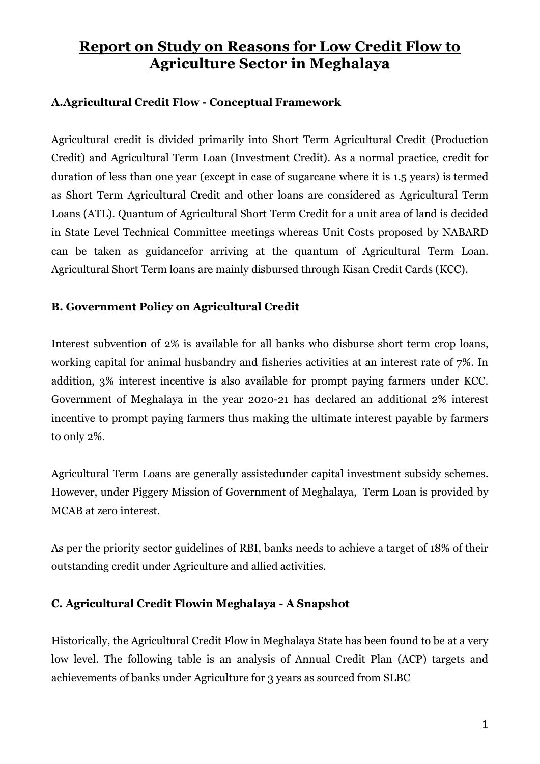# Report on Study on Reasons for Low Credit Flow to Agriculture Sector in Meghalaya

## A.Agricultural Credit Flow - Conceptual Framework

Agricultural credit is divided primarily into Short Term Agricultural Credit (Production Credit) and Agricultural Term Loan (Investment Credit). As a normal practice, credit for duration of less than one year (except in case of sugarcane where it is 1.5 years) is termed as Short Term Agricultural Credit and other loans are considered as Agricultural Term Loans (ATL). Quantum of Agricultural Short Term Credit for a unit area of land is decided in State Level Technical Committee meetings whereas Unit Costs proposed by NABARD can be taken as guidancefor arriving at the quantum of Agricultural Term Loan. Agricultural Short Term loans are mainly disbursed through Kisan Credit Cards (KCC).

## B. Government Policy on Agricultural Credit

Interest subvention of 2% is available for all banks who disburse short term crop loans, working capital for animal husbandry and fisheries activities at an interest rate of 7%. In addition, 3% interest incentive is also available for prompt paying farmers under KCC. Government of Meghalaya in the year 2020-21 has declared an additional 2% interest incentive to prompt paying farmers thus making the ultimate interest payable by farmers to only 2%.

Agricultural Term Loans are generally assistedunder capital investment subsidy schemes. However, under Piggery Mission of Government of Meghalaya, Term Loan is provided by MCAB at zero interest.

As per the priority sector guidelines of RBI, banks needs to achieve a target of 18% of their outstanding credit under Agriculture and allied activities.

## C. Agricultural Credit Flowin Meghalaya - A Snapshot

Historically, the Agricultural Credit Flow in Meghalaya State has been found to be at a very low level. The following table is an analysis of Annual Credit Plan (ACP) targets and achievements of banks under Agriculture for 3 years as sourced from SLBC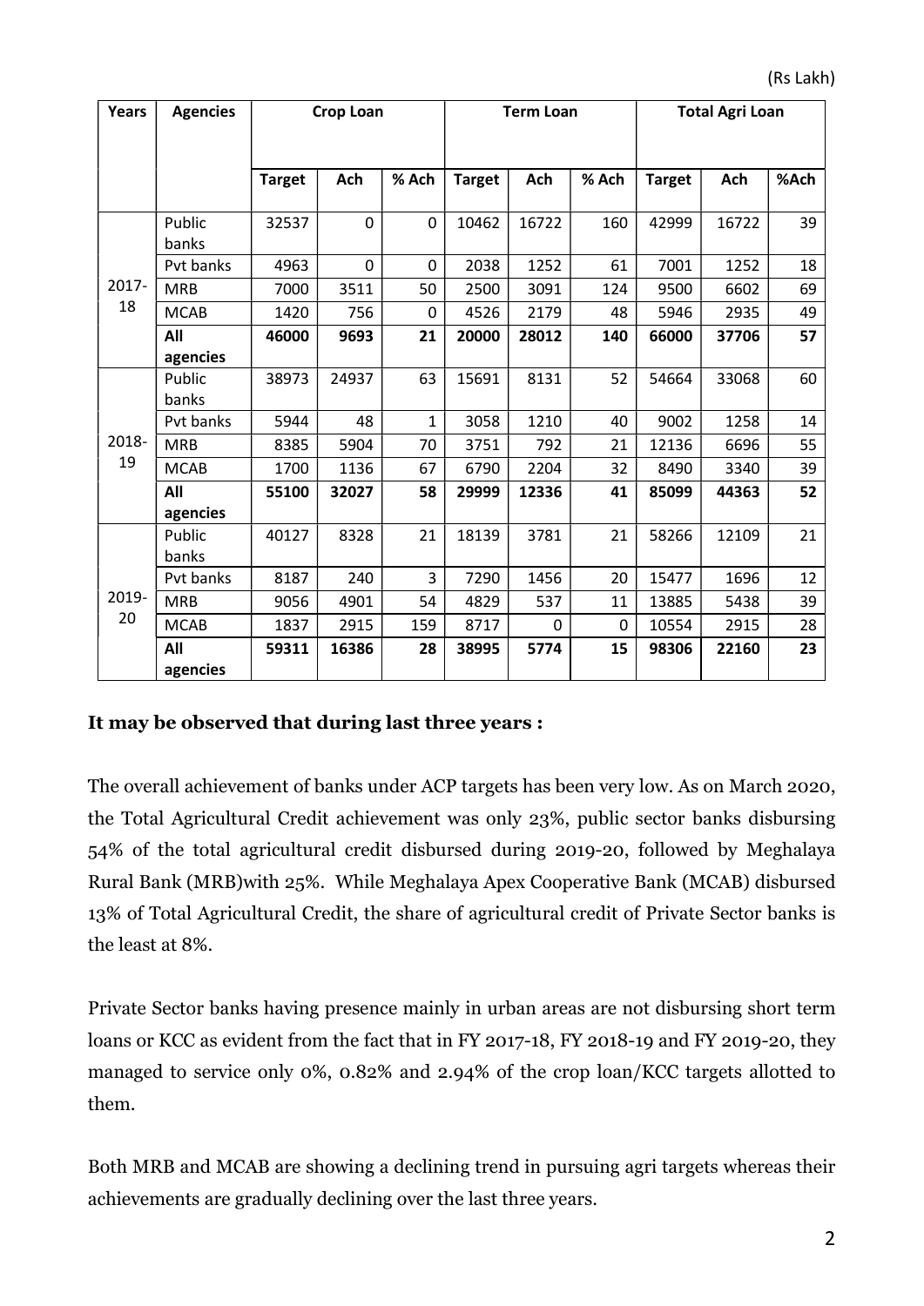(Rs Lakh)

| Years | Agencies | Crop Loan | | | Term Loan | | | Total Agri Loan | | |
|---|---|---|---|---|---|---|---|---|---|---|
| | | Target | Ach | % Ach | Target | Ach | % Ach | Target | Ach | %Ach |
| 2017-18 | Public banks | 32537 | 0 | 0 | 10462 | 16722 | 160 | 42999 | 16722 | 39 |
| | Pvt banks | 4963 | 0 | 0 | 2038 | 1252 | 61 | 7001 | 1252 | 18 |
| | MRB | 7000 | 3511 | 50 | 2500 | 3091 | 124 | 9500 | 6602 | 69 |
| | MCAB | 1420 | 756 | 0 | 4526 | 2179 | 48 | 5946 | 2935 | 49 |
| | **All agencies** | **46000** | **9693** | **21** | **20000** | **28012** | **140** | **66000** | **37706** | **57** |
| 2018-19 | Public banks | 38973 | 24937 | 63 | 15691 | 8131 | 52 | 54664 | 33068 | 60 |
| | Pvt banks | 5944 | 48 | 1 | 3058 | 1210 | 40 | 9002 | 1258 | 14 |
| | MRB | 8385 | 5904 | 70 | 3751 | 792 | 21 | 12136 | 6696 | 55 |
| | MCAB | 1700 | 1136 | 67 | 6790 | 2204 | 32 | 8490 | 3340 | 39 |
| | **All agencies** | **55100** | **32027** | **58** | **29999** | **12336** | **41** | **85099** | **44363** | **52** |
| 2019-20 | Public banks | 40127 | 8328 | 21 | 18139 | 3781 | 21 | 58266 | 12109 | 21 |
| | Pvt banks | 8187 | 240 | 3 | 7290 | 1456 | 20 | 15477 | 1696 | 12 |
| | MRB | 9056 | 4901 | 54 | 4829 | 537 | 11 | 13885 | 5438 | 39 |
| | MCAB | 1837 | 2915 | 159 | 8717 | 0 | 0 | 10554 | 2915 | 28 |
| | **All agencies** | **59311** | **16386** | **28** | **38995** | **5774** | **15** | **98306** | **22160** | **23** |

**It may be observed that during last three years :**

The overall achievement of banks under ACP targets has been very low. As on March 2020, the Total Agricultural Credit achievement was only 23%, public sector banks disbursing 54% of the total agricultural credit disbursed during 2019-20, followed by Meghalaya Rural Bank (MRB)with 25%. While Meghalaya Apex Cooperative Bank (MCAB) disbursed 13% of Total Agricultural Credit, the share of agricultural credit of Private Sector banks is the least at 8%.

Private Sector banks having presence mainly in urban areas are not disbursing short term loans or KCC as evident from the fact that in FY 2017-18, FY 2018-19 and FY 2019-20, they managed to service only 0%, 0.82% and 2.94% of the crop loan/KCC targets allotted to them.

Both MRB and MCAB are showing a declining trend in pursuing agri targets whereas their achievements are gradually declining over the last three years.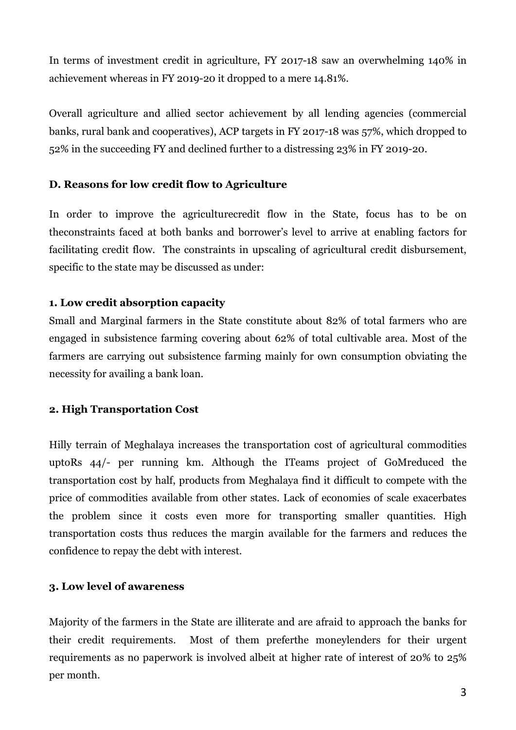In terms of investment credit in agriculture, FY 2017-18 saw an overwhelming 140% in achievement whereas in FY 2019-20 it dropped to a mere 14.81%.

Overall agriculture and allied sector achievement by all lending agencies (commercial banks, rural bank and cooperatives), ACP targets in FY 2017-18 was 57%, which dropped to 52% in the succeeding FY and declined further to a distressing 23% in FY 2019-20.

### D. Reasons for low credit flow to Agriculture

In order to improve the agriculturecredit flow in the State, focus has to be on theconstraints faced at both banks and borrower's level to arrive at enabling factors for facilitating credit flow. The constraints in upscaling of agricultural credit disbursement, specific to the state may be discussed as under:

#### 1. Low credit absorption capacity

Small and Marginal farmers in the State constitute about 82% of total farmers who are engaged in subsistence farming covering about 62% of total cultivable area. Most of the farmers are carrying out subsistence farming mainly for own consumption obviating the necessity for availing a bank loan.

#### 2. High Transportation Cost

Hilly terrain of Meghalaya increases the transportation cost of agricultural commodities uptoRs 44/- per running km. Although the ITeams project of GoMreduced the transportation cost by half, products from Meghalaya find it difficult to compete with the price of commodities available from other states. Lack of economies of scale exacerbates the problem since it costs even more for transporting smaller quantities. High transportation costs thus reduces the margin available for the farmers and reduces the confidence to repay the debt with interest.

#### 3. Low level of awareness

Majority of the farmers in the State are illiterate and are afraid to approach the banks for their credit requirements. Most of them preferthe moneylenders for their urgent requirements as no paperwork is involved albeit at higher rate of interest of 20% to 25% per month.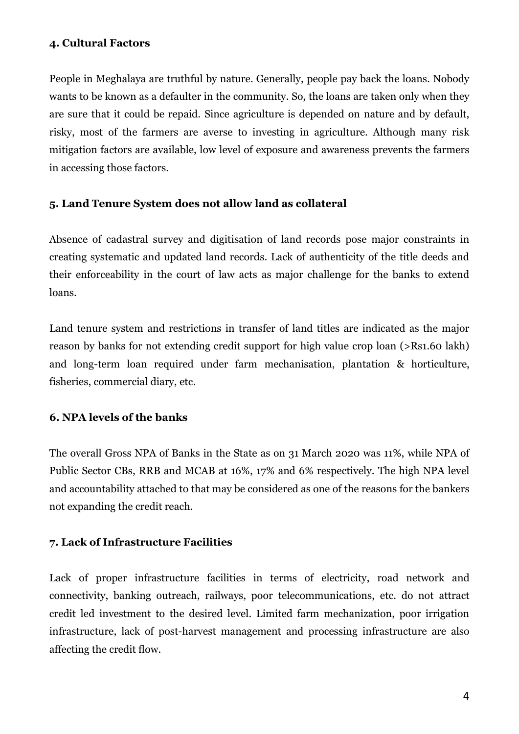#### 4. Cultural Factors

People in Meghalaya are truthful by nature. Generally, people pay back the loans. Nobody wants to be known as a defaulter in the community. So, the loans are taken only when they are sure that it could be repaid. Since agriculture is depended on nature and by default, risky, most of the farmers are averse to investing in agriculture. Although many risk mitigation factors are available, low level of exposure and awareness prevents the farmers in accessing those factors.

#### 5. Land Tenure System does not allow land as collateral

Absence of cadastral survey and digitisation of land records pose major constraints in creating systematic and updated land records. Lack of authenticity of the title deeds and their enforceability in the court of law acts as major challenge for the banks to extend loans.

Land tenure system and restrictions in transfer of land titles are indicated as the major reason by banks for not extending credit support for high value crop loan (>Rs1.60 lakh) and long-term loan required under farm mechanisation, plantation & horticulture, fisheries, commercial diary, etc.

#### 6. NPA levels of the banks

The overall Gross NPA of Banks in the State as on 31 March 2020 was 11%, while NPA of Public Sector CBs, RRB and MCAB at 16%, 17% and 6% respectively. The high NPA level and accountability attached to that may be considered as one of the reasons for the bankers not expanding the credit reach.

#### 7. Lack of Infrastructure Facilities

Lack of proper infrastructure facilities in terms of electricity, road network and connectivity, banking outreach, railways, poor telecommunications, etc. do not attract credit led investment to the desired level. Limited farm mechanization, poor irrigation infrastructure, lack of post-harvest management and processing infrastructure are also affecting the credit flow.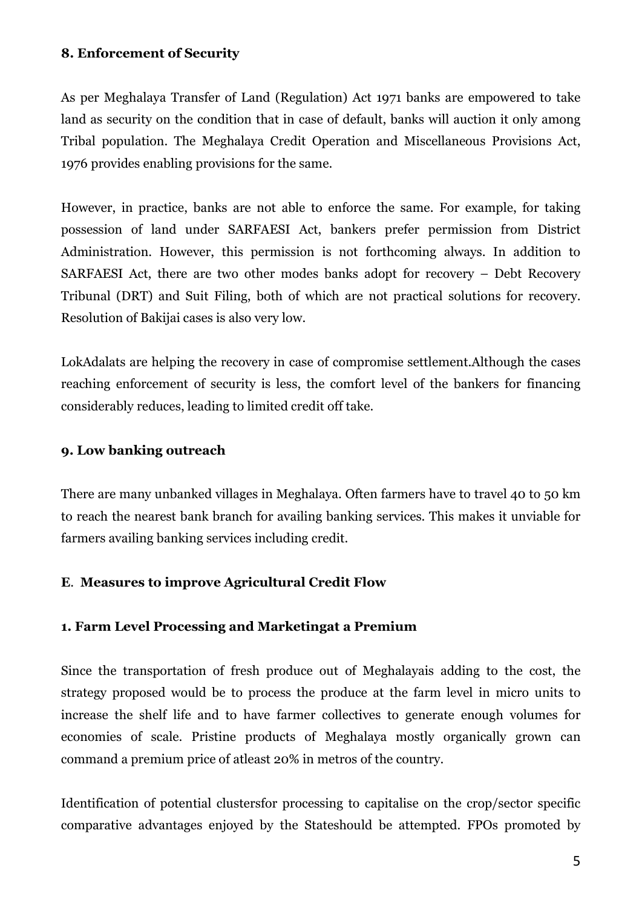### 8. Enforcement of Security

As per Meghalaya Transfer of Land (Regulation) Act 1971 banks are empowered to take land as security on the condition that in case of default, banks will auction it only among Tribal population. The Meghalaya Credit Operation and Miscellaneous Provisions Act, 1976 provides enabling provisions for the same.

However, in practice, banks are not able to enforce the same. For example, for taking possession of land under SARFAESI Act, bankers prefer permission from District Administration. However, this permission is not forthcoming always. In addition to SARFAESI Act, there are two other modes banks adopt for recovery – Debt Recovery Tribunal (DRT) and Suit Filing, both of which are not practical solutions for recovery. Resolution of Bakijai cases is also very low.

LokAdalats are helping the recovery in case of compromise settlement.Although the cases reaching enforcement of security is less, the comfort level of the bankers for financing considerably reduces, leading to limited credit off take.

### 9. Low banking outreach

There are many unbanked villages in Meghalaya. Often farmers have to travel 40 to 50 km to reach the nearest bank branch for availing banking services. This makes it unviable for farmers availing banking services including credit.

## E. Measures to improve Agricultural Credit Flow

### 1. Farm Level Processing and Marketingat a Premium

Since the transportation of fresh produce out of Meghalayais adding to the cost, the strategy proposed would be to process the produce at the farm level in micro units to increase the shelf life and to have farmer collectives to generate enough volumes for economies of scale. Pristine products of Meghalaya mostly organically grown can command a premium price of atleast 20% in metros of the country.

Identification of potential clustersfor processing to capitalise on the crop/sector specific comparative advantages enjoyed by the Stateshould be attempted. FPOs promoted by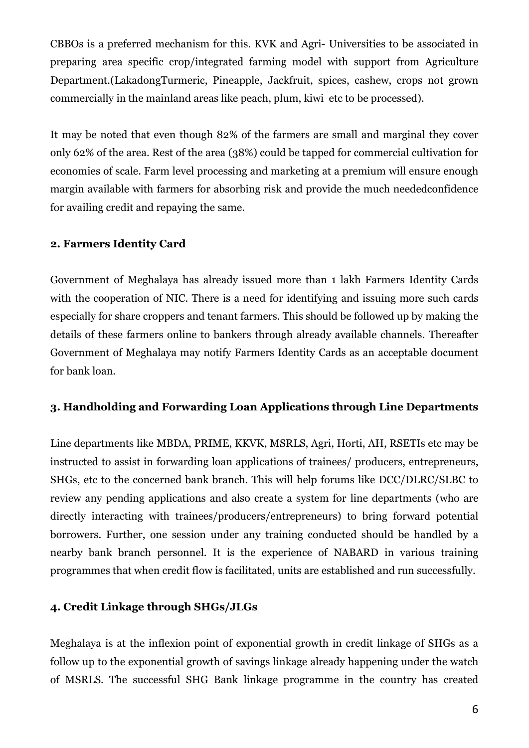CBBOs is a preferred mechanism for this. KVK and Agri- Universities to be associated in preparing area specific crop/integrated farming model with support from Agriculture Department.(LakadongTurmeric, Pineapple, Jackfruit, spices, cashew, crops not grown commercially in the mainland areas like peach, plum, kiwi etc to be processed).

It may be noted that even though 82% of the farmers are small and marginal they cover only 62% of the area. Rest of the area (38%) could be tapped for commercial cultivation for economies of scale. Farm level processing and marketing at a premium will ensure enough margin available with farmers for absorbing risk and provide the much neededconfidence for availing credit and repaying the same.

**2. Farmers Identity Card**

Government of Meghalaya has already issued more than 1 lakh Farmers Identity Cards with the cooperation of NIC. There is a need for identifying and issuing more such cards especially for share croppers and tenant farmers. This should be followed up by making the details of these farmers online to bankers through already available channels. Thereafter Government of Meghalaya may notify Farmers Identity Cards as an acceptable document for bank loan.

**3. Handholding and Forwarding Loan Applications through Line Departments**

Line departments like MBDA, PRIME, KKVK, MSRLS, Agri, Horti, AH, RSETIs etc may be instructed to assist in forwarding loan applications of trainees/ producers, entrepreneurs, SHGs, etc to the concerned bank branch. This will help forums like DCC/DLRC/SLBC to review any pending applications and also create a system for line departments (who are directly interacting with trainees/producers/entrepreneurs) to bring forward potential borrowers. Further, one session under any training conducted should be handled by a nearby bank branch personnel. It is the experience of NABARD in various training programmes that when credit flow is facilitated, units are established and run successfully.

**4. Credit Linkage through SHGs/JLGs**

Meghalaya is at the inflexion point of exponential growth in credit linkage of SHGs as a follow up to the exponential growth of savings linkage already happening under the watch of MSRLS. The successful SHG Bank linkage programme in the country has created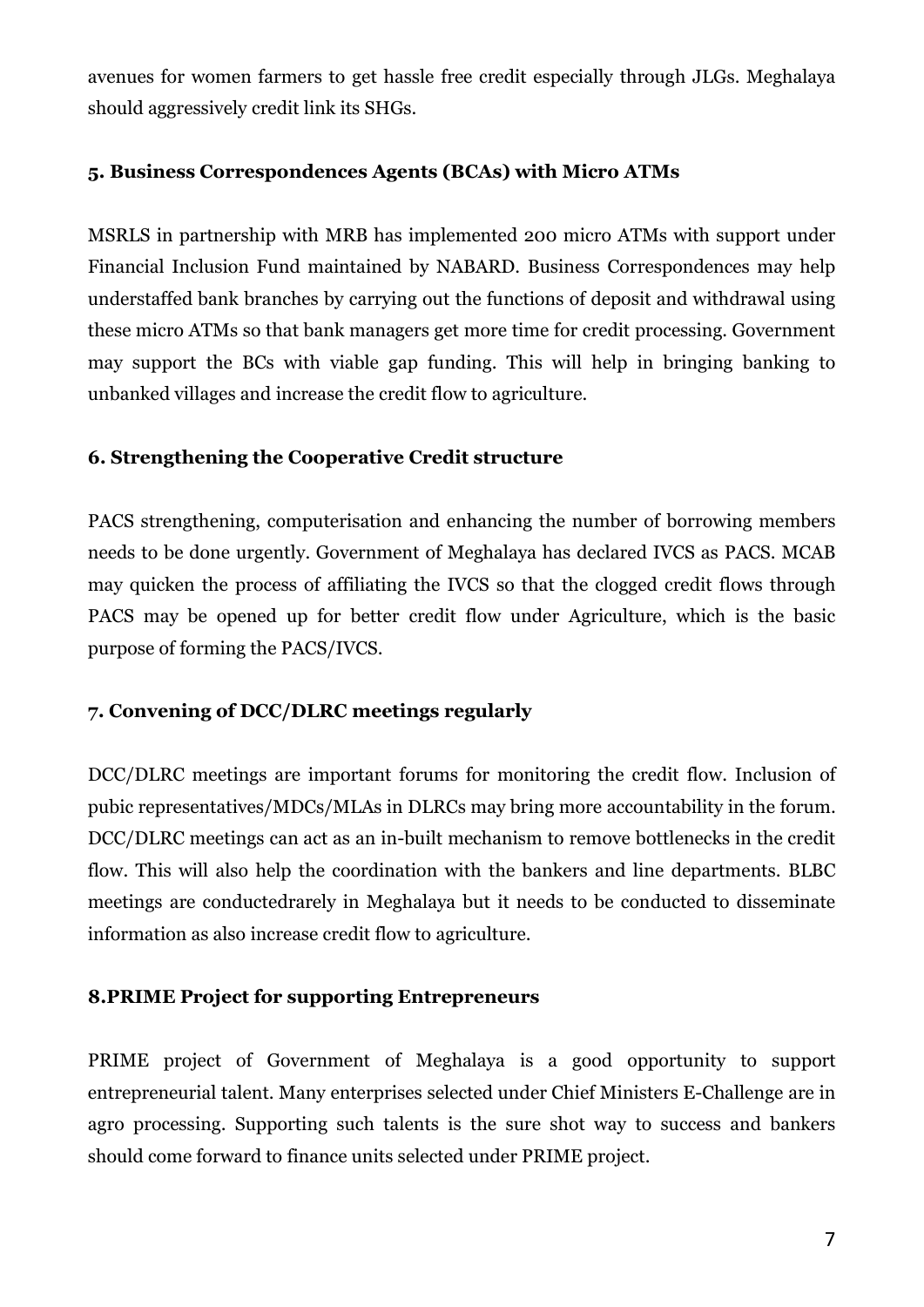avenues for women farmers to get hassle free credit especially through JLGs. Meghalaya should aggressively credit link its SHGs.

### 5. Business Correspondences Agents (BCAs) with Micro ATMs

MSRLS in partnership with MRB has implemented 200 micro ATMs with support under Financial Inclusion Fund maintained by NABARD. Business Correspondences may help understaffed bank branches by carrying out the functions of deposit and withdrawal using these micro ATMs so that bank managers get more time for credit processing. Government may support the BCs with viable gap funding. This will help in bringing banking to unbanked villages and increase the credit flow to agriculture.

### 6. Strengthening the Cooperative Credit structure

PACS strengthening, computerisation and enhancing the number of borrowing members needs to be done urgently. Government of Meghalaya has declared IVCS as PACS. MCAB may quicken the process of affiliating the IVCS so that the clogged credit flows through PACS may be opened up for better credit flow under Agriculture, which is the basic purpose of forming the PACS/IVCS.

### 7. Convening of DCC/DLRC meetings regularly

DCC/DLRC meetings are important forums for monitoring the credit flow. Inclusion of pubic representatives/MDCs/MLAs in DLRCs may bring more accountability in the forum. DCC/DLRC meetings can act as an in-built mechanism to remove bottlenecks in the credit flow. This will also help the coordination with the bankers and line departments. BLBC meetings are conductedrarely in Meghalaya but it needs to be conducted to disseminate information as also increase credit flow to agriculture.

### 8.PRIME Project for supporting Entrepreneurs

PRIME project of Government of Meghalaya is a good opportunity to support entrepreneurial talent. Many enterprises selected under Chief Ministers E-Challenge are in agro processing. Supporting such talents is the sure shot way to success and bankers should come forward to finance units selected under PRIME project.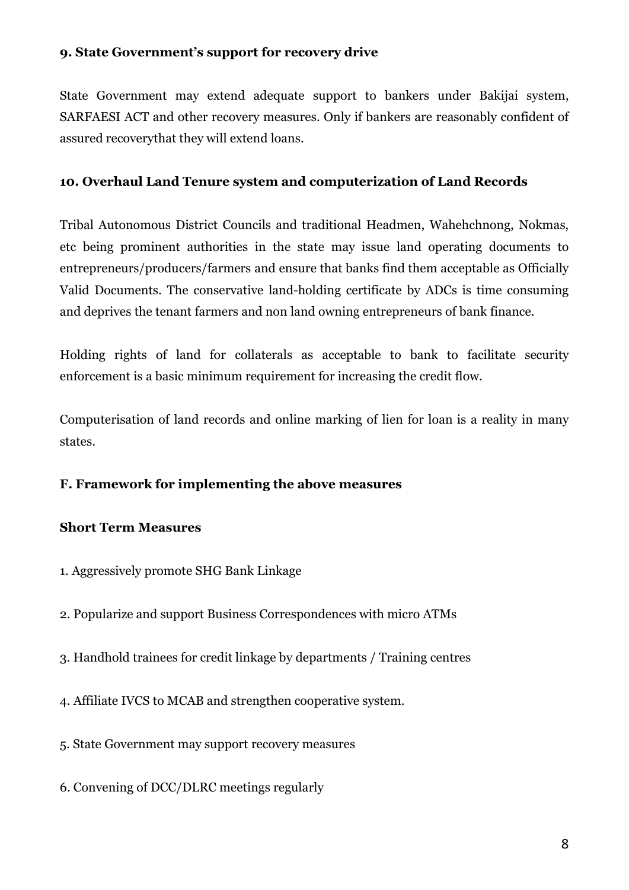**9. State Government's support for recovery drive**

State Government may extend adequate support to bankers under Bakijai system, SARFAESI ACT and other recovery measures. Only if bankers are reasonably confident of assured recoverythat they will extend loans.

**10. Overhaul Land Tenure system and computerization of Land Records**

Tribal Autonomous District Councils and traditional Headmen, Wahehchnong, Nokmas, etc being prominent authorities in the state may issue land operating documents to entrepreneurs/producers/farmers and ensure that banks find them acceptable as Officially Valid Documents. The conservative land-holding certificate by ADCs is time consuming and deprives the tenant farmers and non land owning entrepreneurs of bank finance.

Holding rights of land for collaterals as acceptable to bank to facilitate security enforcement is a basic minimum requirement for increasing the credit flow.

Computerisation of land records and online marking of lien for loan is a reality in many states.

**F. Framework for implementing the above measures**

**Short Term Measures**

1. Aggressively promote SHG Bank Linkage

2. Popularize and support Business Correspondences with micro ATMs

3. Handhold trainees for credit linkage by departments / Training centres

4. Affiliate IVCS to MCAB and strengthen cooperative system.

5. State Government may support recovery measures

6. Convening of DCC/DLRC meetings regularly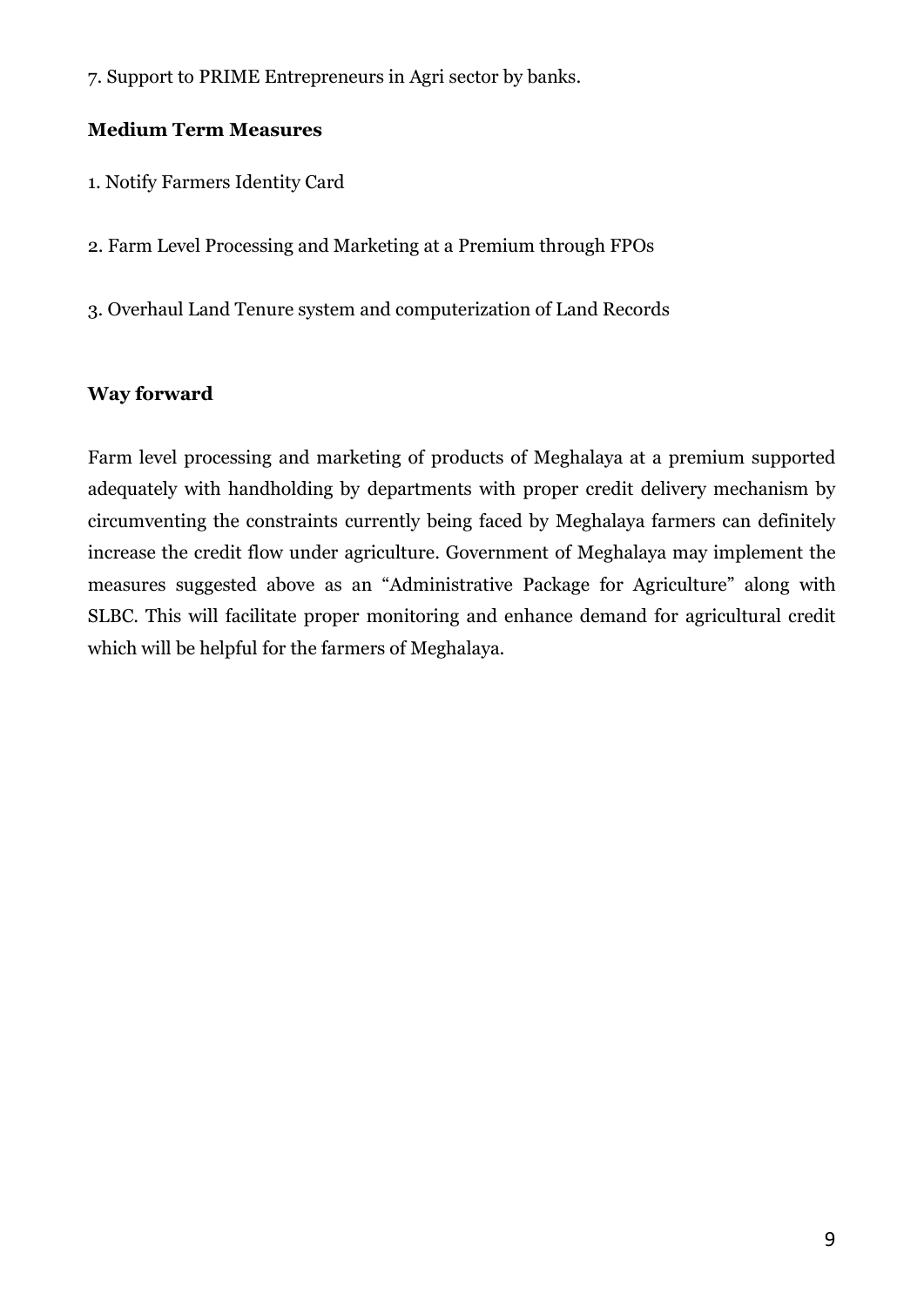7. Support to PRIME Entrepreneurs in Agri sector by banks.

**Medium Term Measures**

1. Notify Farmers Identity Card

2. Farm Level Processing and Marketing at a Premium through FPOs

3. Overhaul Land Tenure system and computerization of Land Records

**Way forward**

Farm level processing and marketing of products of Meghalaya at a premium supported adequately with handholding by departments with proper credit delivery mechanism by circumventing the constraints currently being faced by Meghalaya farmers can definitely increase the credit flow under agriculture. Government of Meghalaya may implement the measures suggested above as an "Administrative Package for Agriculture" along with SLBC. This will facilitate proper monitoring and enhance demand for agricultural credit which will be helpful for the farmers of Meghalaya.